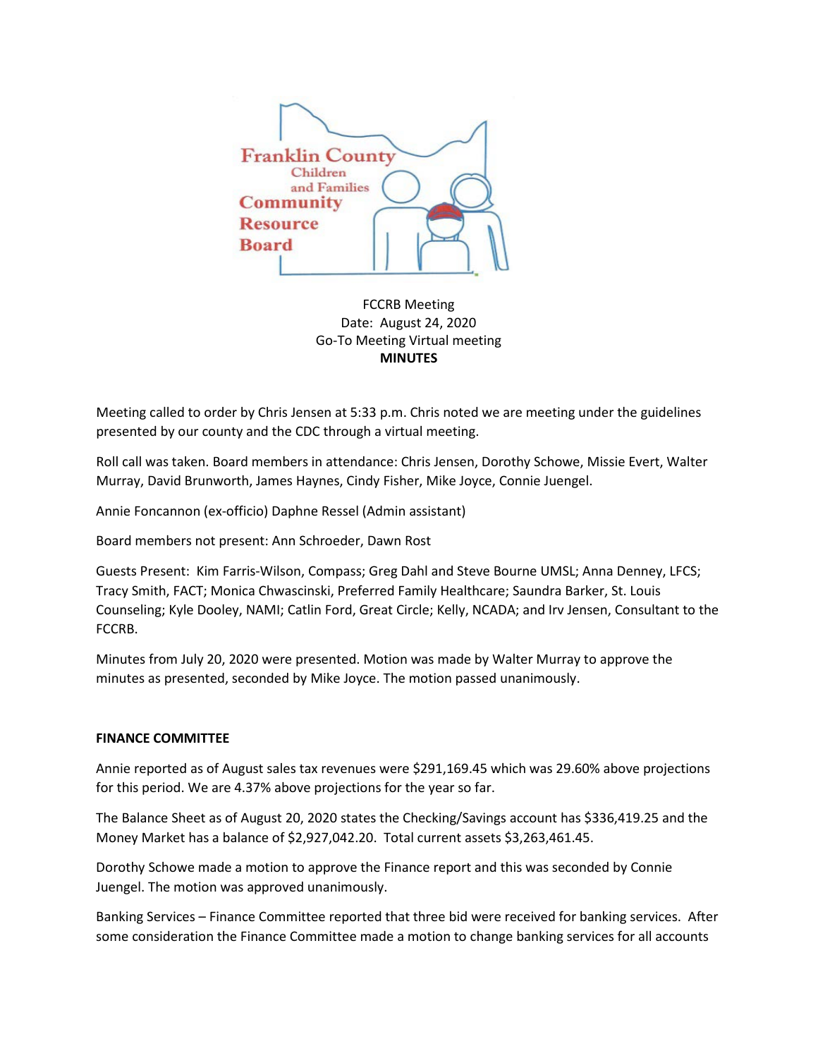FCCRB Meeting
Date: August 24, 2020
Go-To Meeting Virtual meeting
**MINUTES**

Meeting called to order by Chris Jensen at 5:33 p.m. Chris noted we are meeting under the guidelines presented by our county and the CDC through a virtual meeting.

Roll call was taken. Board members in attendance: Chris Jensen, Dorothy Schowe, Missie Evert, Walter Murray, David Brunworth, James Haynes, Cindy Fisher, Mike Joyce, Connie Juengel.

Annie Foncannon (ex-officio) Daphne Ressel (Admin assistant)

Board members not present: Ann Schroeder, Dawn Rost

Guests Present: Kim Farris-Wilson, Compass; Greg Dahl and Steve Bourne UMSL; Anna Denney, LFCS; Tracy Smith, FACT; Monica Chwascinski, Preferred Family Healthcare; Saundra Barker, St. Louis Counseling; Kyle Dooley, NAMI; Catlin Ford, Great Circle; Kelly, NCADA; and Irv Jensen, Consultant to the FCCRB.

Minutes from July 20, 2020 were presented. Motion was made by Walter Murray to approve the minutes as presented, seconded by Mike Joyce. The motion passed unanimously.

**FINANCE COMMITTEE**

Annie reported as of August sales tax revenues were $291,169.45 which was 29.60% above projections for this period. We are 4.37% above projections for the year so far.

The Balance Sheet as of August 20, 2020 states the Checking/Savings account has $336,419.25 and the Money Market has a balance of $2,927,042.20. Total current assets $3,263,461.45.

Dorothy Schowe made a motion to approve the Finance report and this was seconded by Connie Juengel. The motion was approved unanimously.

Banking Services – Finance Committee reported that three bid were received for banking services. After some consideration the Finance Committee made a motion to change banking services for all accounts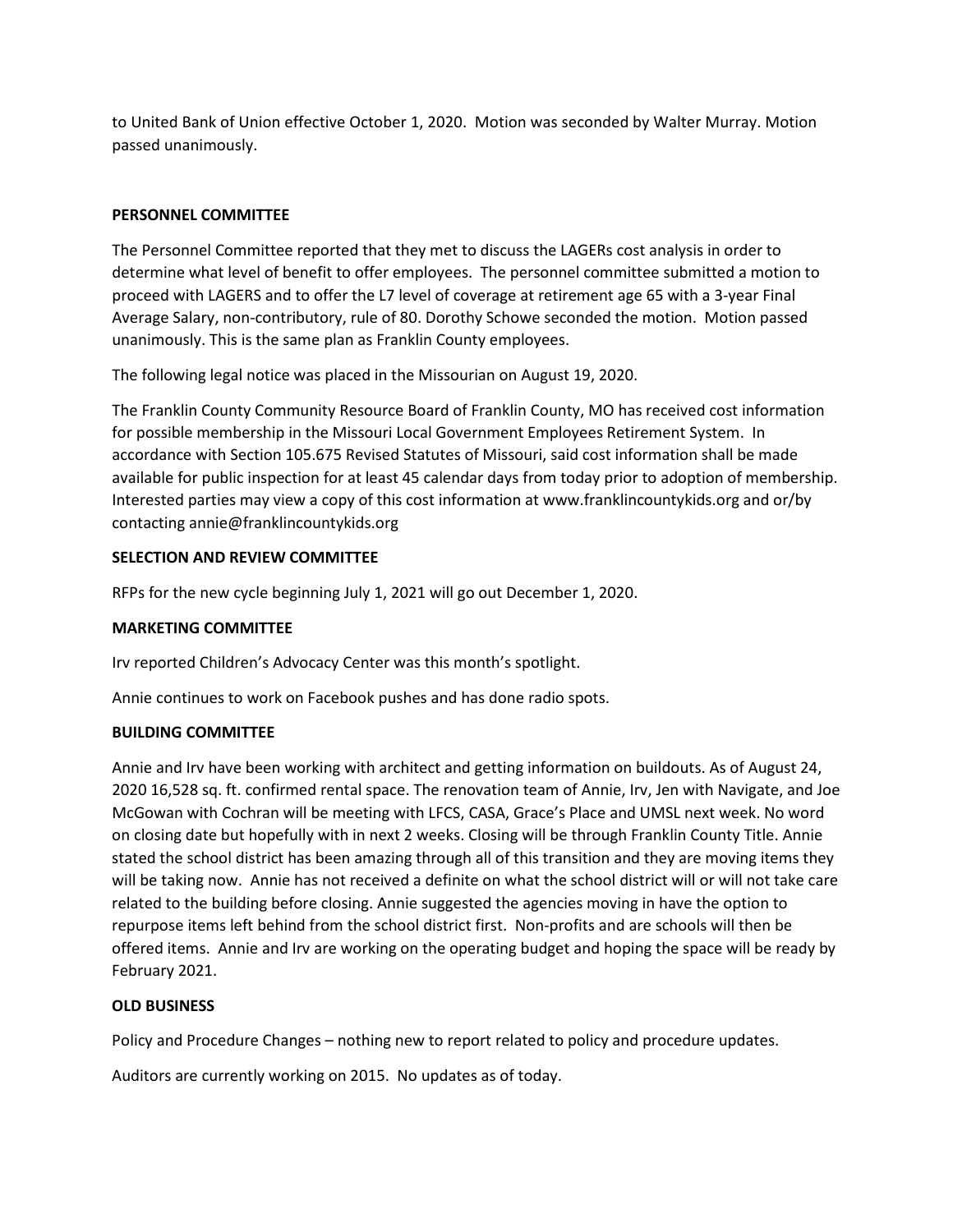to United Bank of Union effective October 1, 2020. Motion was seconded by Walter Murray. Motion passed unanimously.

**PERSONNEL COMMITTEE**

The Personnel Committee reported that they met to discuss the LAGERs cost analysis in order to determine what level of benefit to offer employees. The personnel committee submitted a motion to proceed with LAGERS and to offer the L7 level of coverage at retirement age 65 with a 3-year Final Average Salary, non-contributory, rule of 80. Dorothy Schowe seconded the motion. Motion passed unanimously. This is the same plan as Franklin County employees.

The following legal notice was placed in the Missourian on August 19, 2020.

The Franklin County Community Resource Board of Franklin County, MO has received cost information for possible membership in the Missouri Local Government Employees Retirement System. In accordance with Section 105.675 Revised Statutes of Missouri, said cost information shall be made available for public inspection for at least 45 calendar days from today prior to adoption of membership. Interested parties may view a copy of this cost information at www.franklincountykids.org and or/by contacting annie@franklincountykids.org

**SELECTION AND REVIEW COMMITTEE**

RFPs for the new cycle beginning July 1, 2021 will go out December 1, 2020.

**MARKETING COMMITTEE**

Irv reported Children's Advocacy Center was this month's spotlight.

Annie continues to work on Facebook pushes and has done radio spots.

**BUILDING COMMITTEE**

Annie and Irv have been working with architect and getting information on buildouts. As of August 24, 2020 16,528 sq. ft. confirmed rental space. The renovation team of Annie, Irv, Jen with Navigate, and Joe McGowan with Cochran will be meeting with LFCS, CASA, Grace's Place and UMSL next week. No word on closing date but hopefully with in next 2 weeks. Closing will be through Franklin County Title. Annie stated the school district has been amazing through all of this transition and they are moving items they will be taking now. Annie has not received a definite on what the school district will or will not take care related to the building before closing. Annie suggested the agencies moving in have the option to repurpose items left behind from the school district first. Non-profits and are schools will then be offered items. Annie and Irv are working on the operating budget and hoping the space will be ready by February 2021.

**OLD BUSINESS**

Policy and Procedure Changes – nothing new to report related to policy and procedure updates.

Auditors are currently working on 2015. No updates as of today.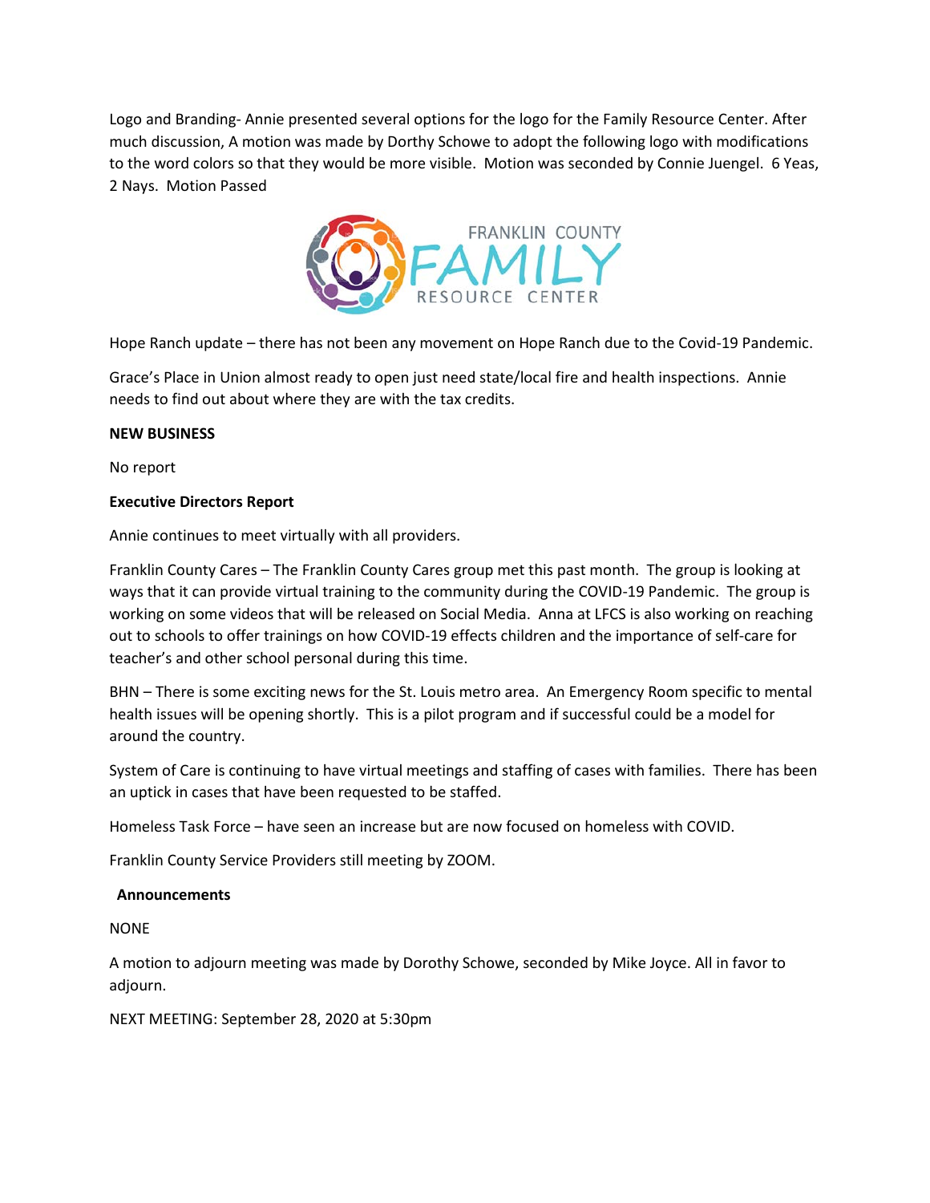Logo and Branding- Annie presented several options for the logo for the Family Resource Center. After much discussion, A motion was made by Dorthy Schowe to adopt the following logo with modifications to the word colors so that they would be more visible. Motion was seconded by Connie Juengel. 6 Yeas, 2 Nays. Motion Passed

FRANKLIN COUNTY FAMILY RESOURCE CENTER

Hope Ranch update – there has not been any movement on Hope Ranch due to the Covid-19 Pandemic.

Grace's Place in Union almost ready to open just need state/local fire and health inspections. Annie needs to find out about where they are with the tax credits.

**NEW BUSINESS**

No report

**Executive Directors Report**

Annie continues to meet virtually with all providers.

Franklin County Cares – The Franklin County Cares group met this past month. The group is looking at ways that it can provide virtual training to the community during the COVID-19 Pandemic. The group is working on some videos that will be released on Social Media. Anna at LFCS is also working on reaching out to schools to offer trainings on how COVID-19 effects children and the importance of self-care for teacher's and other school personal during this time.

BHN – There is some exciting news for the St. Louis metro area. An Emergency Room specific to mental health issues will be opening shortly. This is a pilot program and if successful could be a model for around the country.

System of Care is continuing to have virtual meetings and staffing of cases with families. There has been an uptick in cases that have been requested to be staffed.

Homeless Task Force – have seen an increase but are now focused on homeless with COVID.

Franklin County Service Providers still meeting by ZOOM.

**Announcements**

NONE

A motion to adjourn meeting was made by Dorothy Schowe, seconded by Mike Joyce. All in favor to adjourn.

NEXT MEETING: September 28, 2020 at 5:30pm